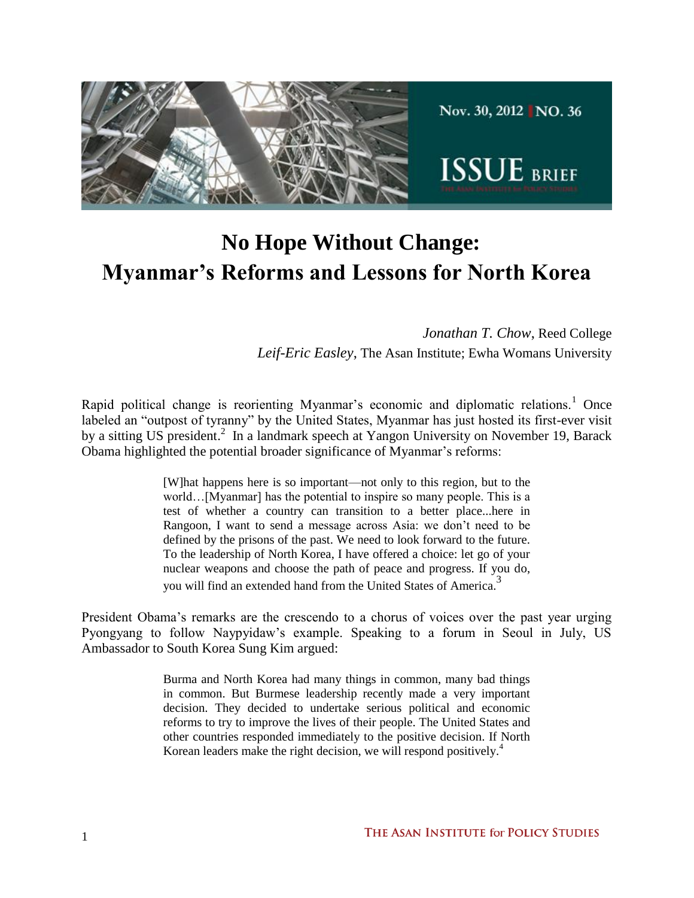Nov. 30, 2012 | NO. 36

ISSUE BRIEF

# No Hope Without Change: Myanmar's Reforms and Lessons for North Korea

*Jonathan T. Chow*, Reed College
*Leif-Eric Easley*, The Asan Institute; Ewha Womans University

Rapid political change is reorienting Myanmar's economic and diplomatic relations.[1] Once labeled an "outpost of tyranny" by the United States, Myanmar has just hosted its first-ever visit by a sitting US president.[2] In a landmark speech at Yangon University on November 19, Barack Obama highlighted the potential broader significance of Myanmar's reforms:

> [W]hat happens here is so important—not only to this region, but to the world…[Myanmar] has the potential to inspire so many people. This is a test of whether a country can transition to a better place...here in Rangoon, I want to send a message across Asia: we don't need to be defined by the prisons of the past. We need to look forward to the future. To the leadership of North Korea, I have offered a choice: let go of your nuclear weapons and choose the path of peace and progress. If you do, you will find an extended hand from the United States of America.[3]

President Obama's remarks are the crescendo to a chorus of voices over the past year urging Pyongyang to follow Naypyidaw's example. Speaking to a forum in Seoul in July, US Ambassador to South Korea Sung Kim argued:

> Burma and North Korea had many things in common, many bad things in common. But Burmese leadership recently made a very important decision. They decided to undertake serious political and economic reforms to try to improve the lives of their people. The United States and other countries responded immediately to the positive decision. If North Korean leaders make the right decision, we will respond positively.[4]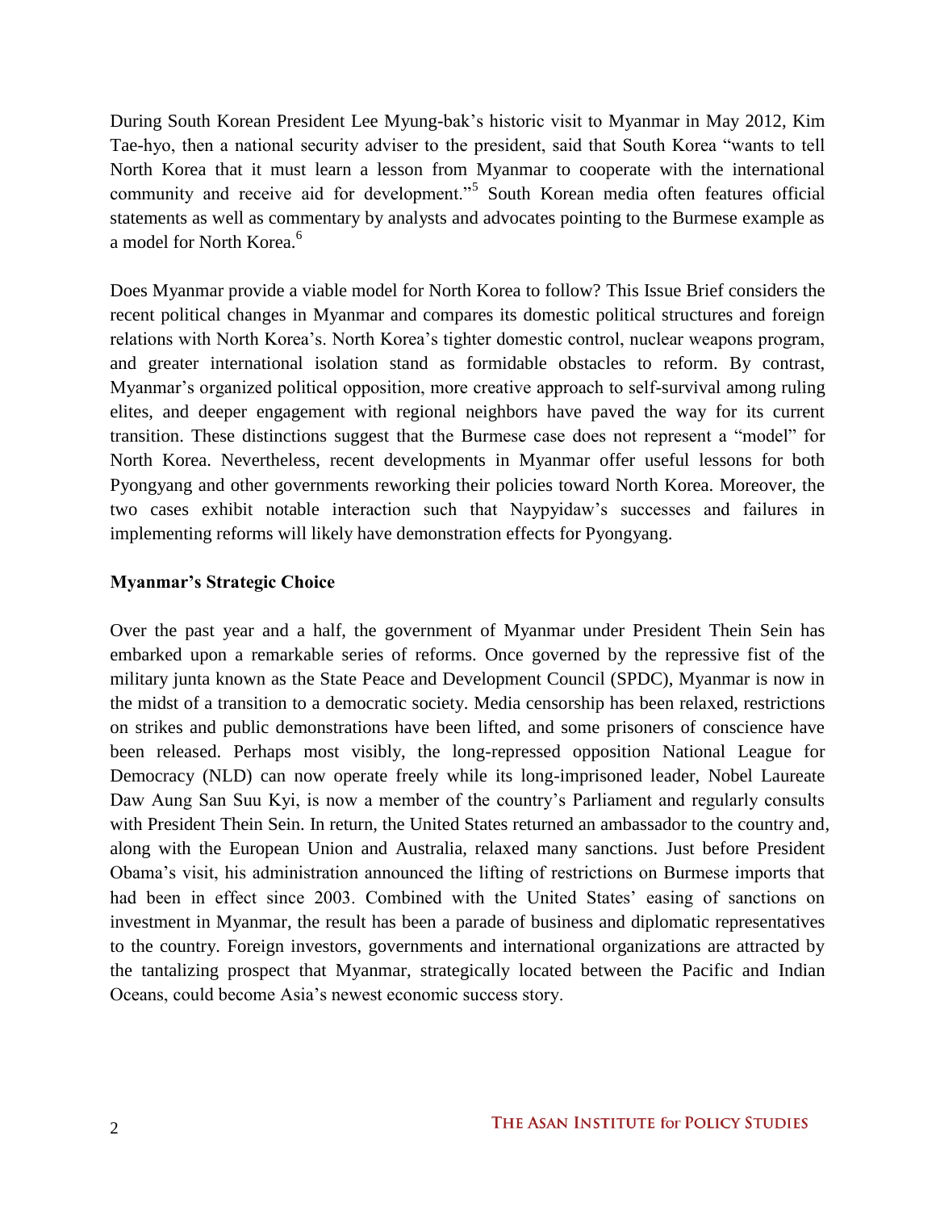During South Korean President Lee Myung-bak's historic visit to Myanmar in May 2012, Kim Tae-hyo, then a national security adviser to the president, said that South Korea "wants to tell North Korea that it must learn a lesson from Myanmar to cooperate with the international community and receive aid for development."[5] South Korean media often features official statements as well as commentary by analysts and advocates pointing to the Burmese example as a model for North Korea.[6]

Does Myanmar provide a viable model for North Korea to follow? This Issue Brief considers the recent political changes in Myanmar and compares its domestic political structures and foreign relations with North Korea's. North Korea's tighter domestic control, nuclear weapons program, and greater international isolation stand as formidable obstacles to reform. By contrast, Myanmar's organized political opposition, more creative approach to self-survival among ruling elites, and deeper engagement with regional neighbors have paved the way for its current transition. These distinctions suggest that the Burmese case does not represent a "model" for North Korea. Nevertheless, recent developments in Myanmar offer useful lessons for both Pyongyang and other governments reworking their policies toward North Korea. Moreover, the two cases exhibit notable interaction such that Naypyidaw's successes and failures in implementing reforms will likely have demonstration effects for Pyongyang.

**Myanmar's Strategic Choice**

Over the past year and a half, the government of Myanmar under President Thein Sein has embarked upon a remarkable series of reforms. Once governed by the repressive fist of the military junta known as the State Peace and Development Council (SPDC), Myanmar is now in the midst of a transition to a democratic society. Media censorship has been relaxed, restrictions on strikes and public demonstrations have been lifted, and some prisoners of conscience have been released. Perhaps most visibly, the long-repressed opposition National League for Democracy (NLD) can now operate freely while its long-imprisoned leader, Nobel Laureate Daw Aung San Suu Kyi, is now a member of the country's Parliament and regularly consults with President Thein Sein. In return, the United States returned an ambassador to the country and, along with the European Union and Australia, relaxed many sanctions. Just before President Obama's visit, his administration announced the lifting of restrictions on Burmese imports that had been in effect since 2003. Combined with the United States' easing of sanctions on investment in Myanmar, the result has been a parade of business and diplomatic representatives to the country. Foreign investors, governments and international organizations are attracted by the tantalizing prospect that Myanmar, strategically located between the Pacific and Indian Oceans, could become Asia's newest economic success story.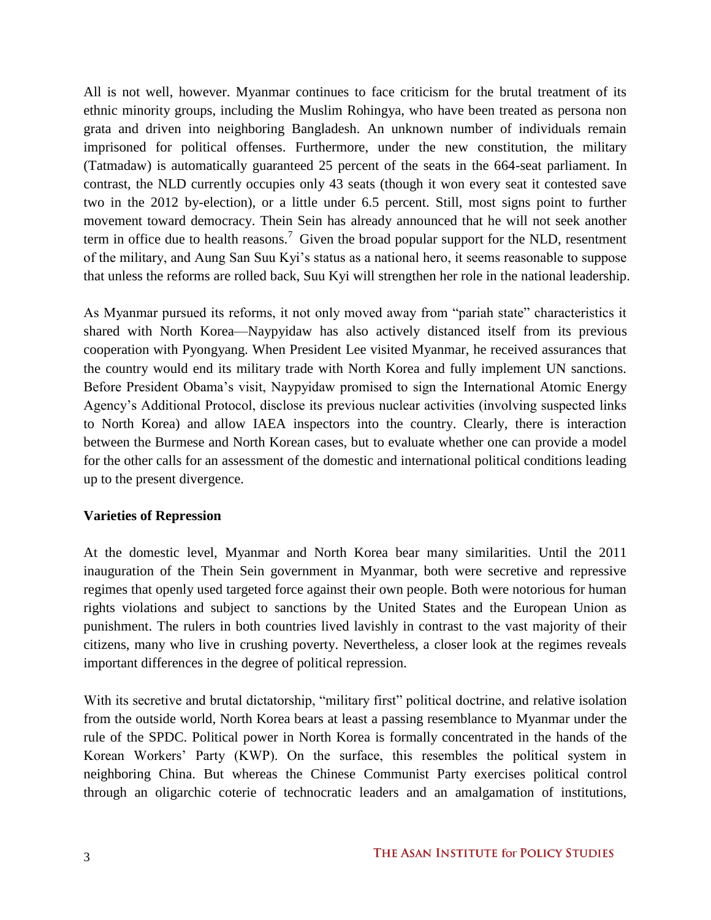All is not well, however. Myanmar continues to face criticism for the brutal treatment of its ethnic minority groups, including the Muslim Rohingya, who have been treated as persona non grata and driven into neighboring Bangladesh. An unknown number of individuals remain imprisoned for political offenses. Furthermore, under the new constitution, the military (Tatmadaw) is automatically guaranteed 25 percent of the seats in the 664-seat parliament. In contrast, the NLD currently occupies only 43 seats (though it won every seat it contested save two in the 2012 by-election), or a little under 6.5 percent. Still, most signs point to further movement toward democracy. Thein Sein has already announced that he will not seek another term in office due to health reasons.[7] Given the broad popular support for the NLD, resentment of the military, and Aung San Suu Kyi's status as a national hero, it seems reasonable to suppose that unless the reforms are rolled back, Suu Kyi will strengthen her role in the national leadership.

As Myanmar pursued its reforms, it not only moved away from "pariah state" characteristics it shared with North Korea—Naypyidaw has also actively distanced itself from its previous cooperation with Pyongyang. When President Lee visited Myanmar, he received assurances that the country would end its military trade with North Korea and fully implement UN sanctions. Before President Obama's visit, Naypyidaw promised to sign the International Atomic Energy Agency's Additional Protocol, disclose its previous nuclear activities (involving suspected links to North Korea) and allow IAEA inspectors into the country. Clearly, there is interaction between the Burmese and North Korean cases, but to evaluate whether one can provide a model for the other calls for an assessment of the domestic and international political conditions leading up to the present divergence.

## Varieties of Repression

At the domestic level, Myanmar and North Korea bear many similarities. Until the 2011 inauguration of the Thein Sein government in Myanmar, both were secretive and repressive regimes that openly used targeted force against their own people. Both were notorious for human rights violations and subject to sanctions by the United States and the European Union as punishment. The rulers in both countries lived lavishly in contrast to the vast majority of their citizens, many who live in crushing poverty. Nevertheless, a closer look at the regimes reveals important differences in the degree of political repression.

With its secretive and brutal dictatorship, "military first" political doctrine, and relative isolation from the outside world, North Korea bears at least a passing resemblance to Myanmar under the rule of the SPDC. Political power in North Korea is formally concentrated in the hands of the Korean Workers' Party (KWP). On the surface, this resembles the political system in neighboring China. But whereas the Chinese Communist Party exercises political control through an oligarchic coterie of technocratic leaders and an amalgamation of institutions,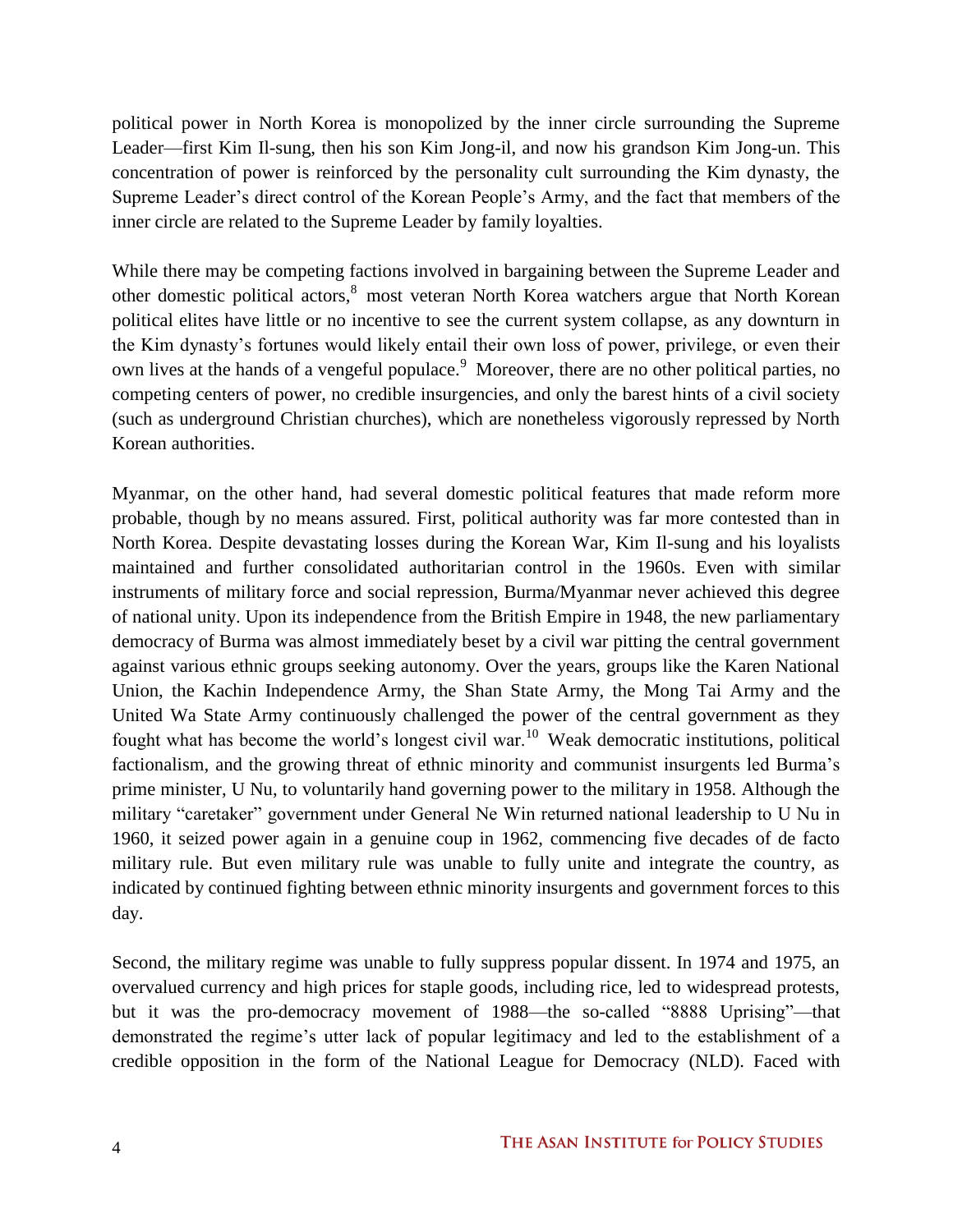political power in North Korea is monopolized by the inner circle surrounding the Supreme Leader—first Kim Il-sung, then his son Kim Jong-il, and now his grandson Kim Jong-un. This concentration of power is reinforced by the personality cult surrounding the Kim dynasty, the Supreme Leader's direct control of the Korean People's Army, and the fact that members of the inner circle are related to the Supreme Leader by family loyalties.

While there may be competing factions involved in bargaining between the Supreme Leader and other domestic political actors,[8] most veteran North Korea watchers argue that North Korean political elites have little or no incentive to see the current system collapse, as any downturn in the Kim dynasty's fortunes would likely entail their own loss of power, privilege, or even their own lives at the hands of a vengeful populace.[9] Moreover, there are no other political parties, no competing centers of power, no credible insurgencies, and only the barest hints of a civil society (such as underground Christian churches), which are nonetheless vigorously repressed by North Korean authorities.

Myanmar, on the other hand, had several domestic political features that made reform more probable, though by no means assured. First, political authority was far more contested than in North Korea. Despite devastating losses during the Korean War, Kim Il-sung and his loyalists maintained and further consolidated authoritarian control in the 1960s. Even with similar instruments of military force and social repression, Burma/Myanmar never achieved this degree of national unity. Upon its independence from the British Empire in 1948, the new parliamentary democracy of Burma was almost immediately beset by a civil war pitting the central government against various ethnic groups seeking autonomy. Over the years, groups like the Karen National Union, the Kachin Independence Army, the Shan State Army, the Mong Tai Army and the United Wa State Army continuously challenged the power of the central government as they fought what has become the world's longest civil war.[10] Weak democratic institutions, political factionalism, and the growing threat of ethnic minority and communist insurgents led Burma's prime minister, U Nu, to voluntarily hand governing power to the military in 1958. Although the military "caretaker" government under General Ne Win returned national leadership to U Nu in 1960, it seized power again in a genuine coup in 1962, commencing five decades of de facto military rule. But even military rule was unable to fully unite and integrate the country, as indicated by continued fighting between ethnic minority insurgents and government forces to this day.

Second, the military regime was unable to fully suppress popular dissent. In 1974 and 1975, an overvalued currency and high prices for staple goods, including rice, led to widespread protests, but it was the pro-democracy movement of 1988—the so-called "8888 Uprising"—that demonstrated the regime's utter lack of popular legitimacy and led to the establishment of a credible opposition in the form of the National League for Democracy (NLD). Faced with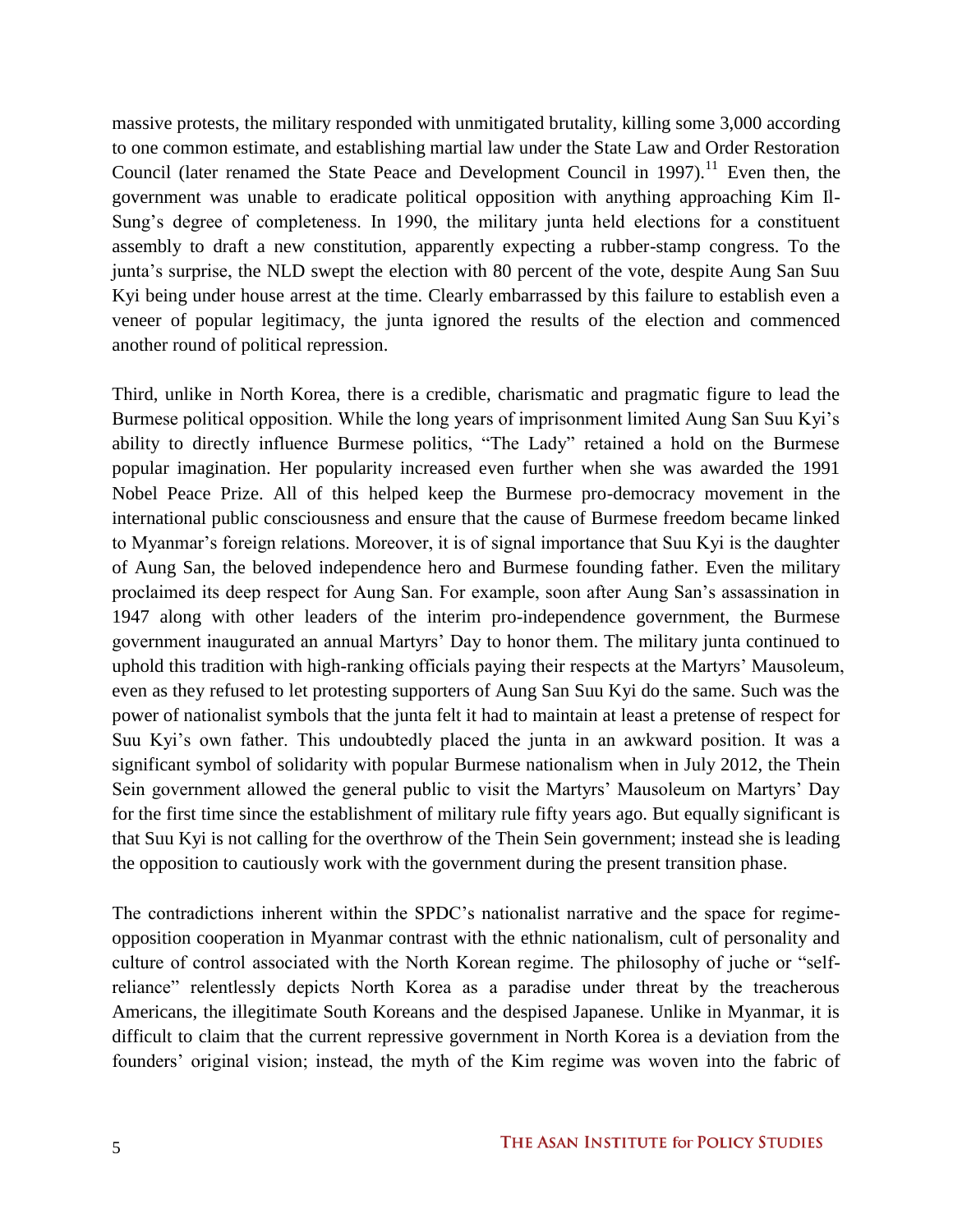massive protests, the military responded with unmitigated brutality, killing some 3,000 according to one common estimate, and establishing martial law under the State Law and Order Restoration Council (later renamed the State Peace and Development Council in 1997).[11] Even then, the government was unable to eradicate political opposition with anything approaching Kim Il-Sung's degree of completeness. In 1990, the military junta held elections for a constituent assembly to draft a new constitution, apparently expecting a rubber-stamp congress. To the junta's surprise, the NLD swept the election with 80 percent of the vote, despite Aung San Suu Kyi being under house arrest at the time. Clearly embarrassed by this failure to establish even a veneer of popular legitimacy, the junta ignored the results of the election and commenced another round of political repression.

Third, unlike in North Korea, there is a credible, charismatic and pragmatic figure to lead the Burmese political opposition. While the long years of imprisonment limited Aung San Suu Kyi's ability to directly influence Burmese politics, "The Lady" retained a hold on the Burmese popular imagination. Her popularity increased even further when she was awarded the 1991 Nobel Peace Prize. All of this helped keep the Burmese pro-democracy movement in the international public consciousness and ensure that the cause of Burmese freedom became linked to Myanmar's foreign relations. Moreover, it is of signal importance that Suu Kyi is the daughter of Aung San, the beloved independence hero and Burmese founding father. Even the military proclaimed its deep respect for Aung San. For example, soon after Aung San's assassination in 1947 along with other leaders of the interim pro-independence government, the Burmese government inaugurated an annual Martyrs' Day to honor them. The military junta continued to uphold this tradition with high-ranking officials paying their respects at the Martyrs' Mausoleum, even as they refused to let protesting supporters of Aung San Suu Kyi do the same. Such was the power of nationalist symbols that the junta felt it had to maintain at least a pretense of respect for Suu Kyi's own father. This undoubtedly placed the junta in an awkward position. It was a significant symbol of solidarity with popular Burmese nationalism when in July 2012, the Thein Sein government allowed the general public to visit the Martyrs' Mausoleum on Martyrs' Day for the first time since the establishment of military rule fifty years ago. But equally significant is that Suu Kyi is not calling for the overthrow of the Thein Sein government; instead she is leading the opposition to cautiously work with the government during the present transition phase.

The contradictions inherent within the SPDC's nationalist narrative and the space for regime-opposition cooperation in Myanmar contrast with the ethnic nationalism, cult of personality and culture of control associated with the North Korean regime. The philosophy of juche or "self-reliance" relentlessly depicts North Korea as a paradise under threat by the treacherous Americans, the illegitimate South Koreans and the despised Japanese. Unlike in Myanmar, it is difficult to claim that the current repressive government in North Korea is a deviation from the founders' original vision; instead, the myth of the Kim regime was woven into the fabric of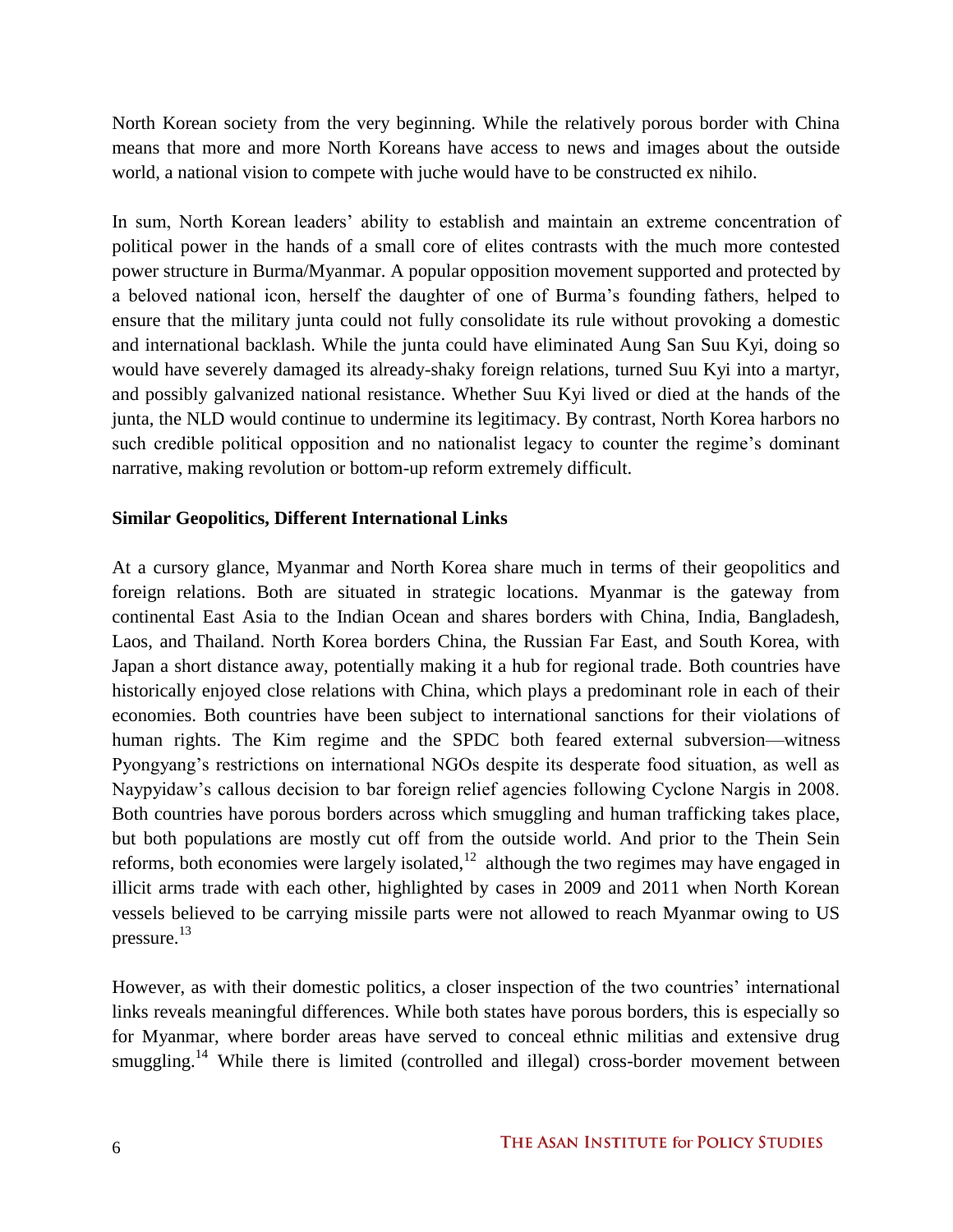North Korean society from the very beginning. While the relatively porous border with China means that more and more North Koreans have access to news and images about the outside world, a national vision to compete with juche would have to be constructed ex nihilo.

In sum, North Korean leaders' ability to establish and maintain an extreme concentration of political power in the hands of a small core of elites contrasts with the much more contested power structure in Burma/Myanmar. A popular opposition movement supported and protected by a beloved national icon, herself the daughter of one of Burma's founding fathers, helped to ensure that the military junta could not fully consolidate its rule without provoking a domestic and international backlash. While the junta could have eliminated Aung San Suu Kyi, doing so would have severely damaged its already-shaky foreign relations, turned Suu Kyi into a martyr, and possibly galvanized national resistance. Whether Suu Kyi lived or died at the hands of the junta, the NLD would continue to undermine its legitimacy. By contrast, North Korea harbors no such credible political opposition and no nationalist legacy to counter the regime's dominant narrative, making revolution or bottom-up reform extremely difficult.

**Similar Geopolitics, Different International Links**

At a cursory glance, Myanmar and North Korea share much in terms of their geopolitics and foreign relations. Both are situated in strategic locations. Myanmar is the gateway from continental East Asia to the Indian Ocean and shares borders with China, India, Bangladesh, Laos, and Thailand. North Korea borders China, the Russian Far East, and South Korea, with Japan a short distance away, potentially making it a hub for regional trade. Both countries have historically enjoyed close relations with China, which plays a predominant role in each of their economies. Both countries have been subject to international sanctions for their violations of human rights. The Kim regime and the SPDC both feared external subversion—witness Pyongyang's restrictions on international NGOs despite its desperate food situation, as well as Naypyidaw's callous decision to bar foreign relief agencies following Cyclone Nargis in 2008. Both countries have porous borders across which smuggling and human trafficking takes place, but both populations are mostly cut off from the outside world. And prior to the Thein Sein reforms, both economies were largely isolated,[12] although the two regimes may have engaged in illicit arms trade with each other, highlighted by cases in 2009 and 2011 when North Korean vessels believed to be carrying missile parts were not allowed to reach Myanmar owing to US pressure.[13]

However, as with their domestic politics, a closer inspection of the two countries' international links reveals meaningful differences. While both states have porous borders, this is especially so for Myanmar, where border areas have served to conceal ethnic militias and extensive drug smuggling.[14] While there is limited (controlled and illegal) cross-border movement between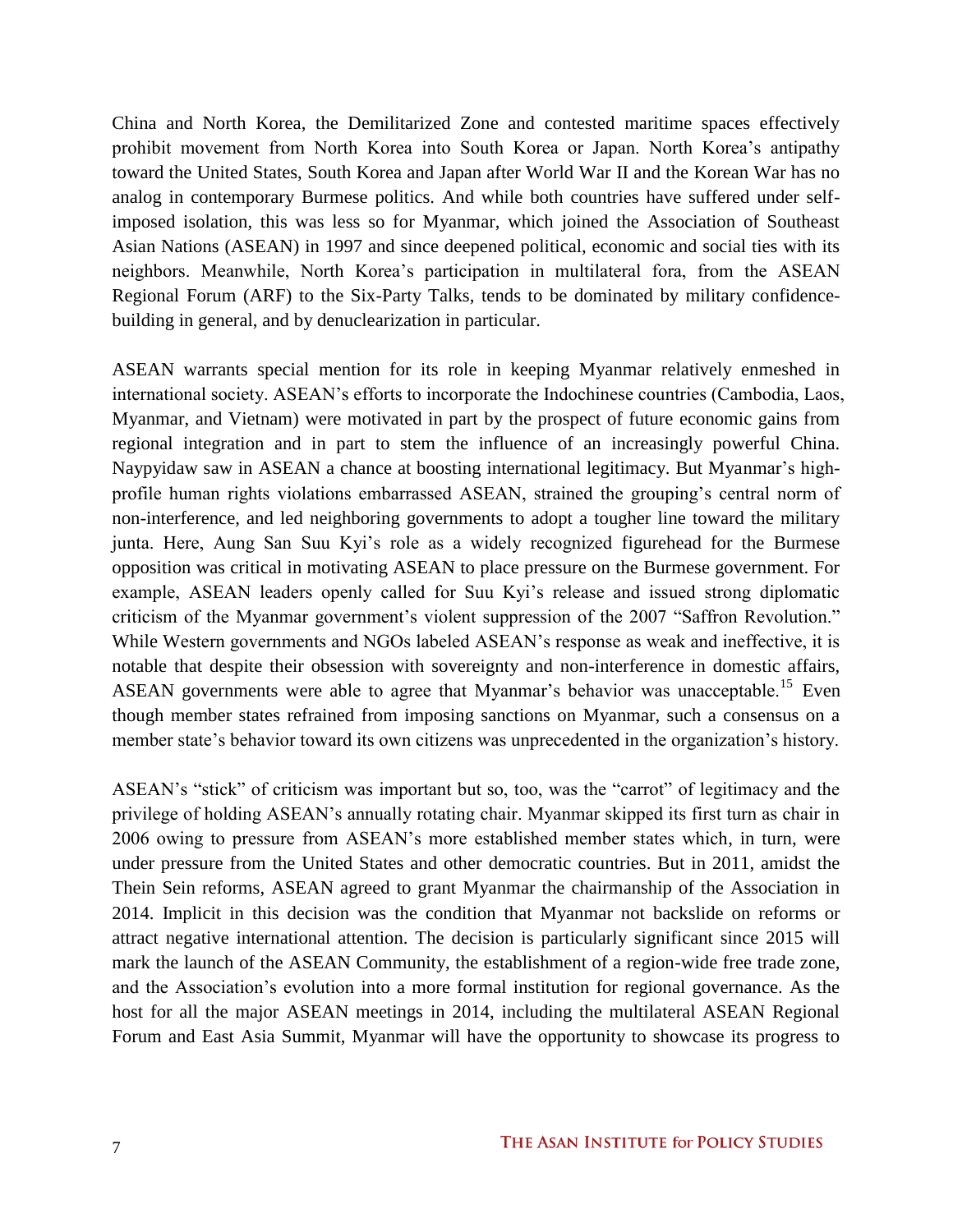China and North Korea, the Demilitarized Zone and contested maritime spaces effectively prohibit movement from North Korea into South Korea or Japan. North Korea's antipathy toward the United States, South Korea and Japan after World War II and the Korean War has no analog in contemporary Burmese politics. And while both countries have suffered under self-imposed isolation, this was less so for Myanmar, which joined the Association of Southeast Asian Nations (ASEAN) in 1997 and since deepened political, economic and social ties with its neighbors. Meanwhile, North Korea's participation in multilateral fora, from the ASEAN Regional Forum (ARF) to the Six-Party Talks, tends to be dominated by military confidence-building in general, and by denuclearization in particular.

ASEAN warrants special mention for its role in keeping Myanmar relatively enmeshed in international society. ASEAN's efforts to incorporate the Indochinese countries (Cambodia, Laos, Myanmar, and Vietnam) were motivated in part by the prospect of future economic gains from regional integration and in part to stem the influence of an increasingly powerful China. Naypyidaw saw in ASEAN a chance at boosting international legitimacy. But Myanmar's high-profile human rights violations embarrassed ASEAN, strained the grouping's central norm of non-interference, and led neighboring governments to adopt a tougher line toward the military junta. Here, Aung San Suu Kyi's role as a widely recognized figurehead for the Burmese opposition was critical in motivating ASEAN to place pressure on the Burmese government. For example, ASEAN leaders openly called for Suu Kyi's release and issued strong diplomatic criticism of the Myanmar government's violent suppression of the 2007 "Saffron Revolution." While Western governments and NGOs labeled ASEAN's response as weak and ineffective, it is notable that despite their obsession with sovereignty and non-interference in domestic affairs, ASEAN governments were able to agree that Myanmar's behavior was unacceptable.[15] Even though member states refrained from imposing sanctions on Myanmar, such a consensus on a member state's behavior toward its own citizens was unprecedented in the organization's history.

ASEAN's "stick" of criticism was important but so, too, was the "carrot" of legitimacy and the privilege of holding ASEAN's annually rotating chair. Myanmar skipped its first turn as chair in 2006 owing to pressure from ASEAN's more established member states which, in turn, were under pressure from the United States and other democratic countries. But in 2011, amidst the Thein Sein reforms, ASEAN agreed to grant Myanmar the chairmanship of the Association in 2014. Implicit in this decision was the condition that Myanmar not backslide on reforms or attract negative international attention. The decision is particularly significant since 2015 will mark the launch of the ASEAN Community, the establishment of a region-wide free trade zone, and the Association's evolution into a more formal institution for regional governance. As the host for all the major ASEAN meetings in 2014, including the multilateral ASEAN Regional Forum and East Asia Summit, Myanmar will have the opportunity to showcase its progress to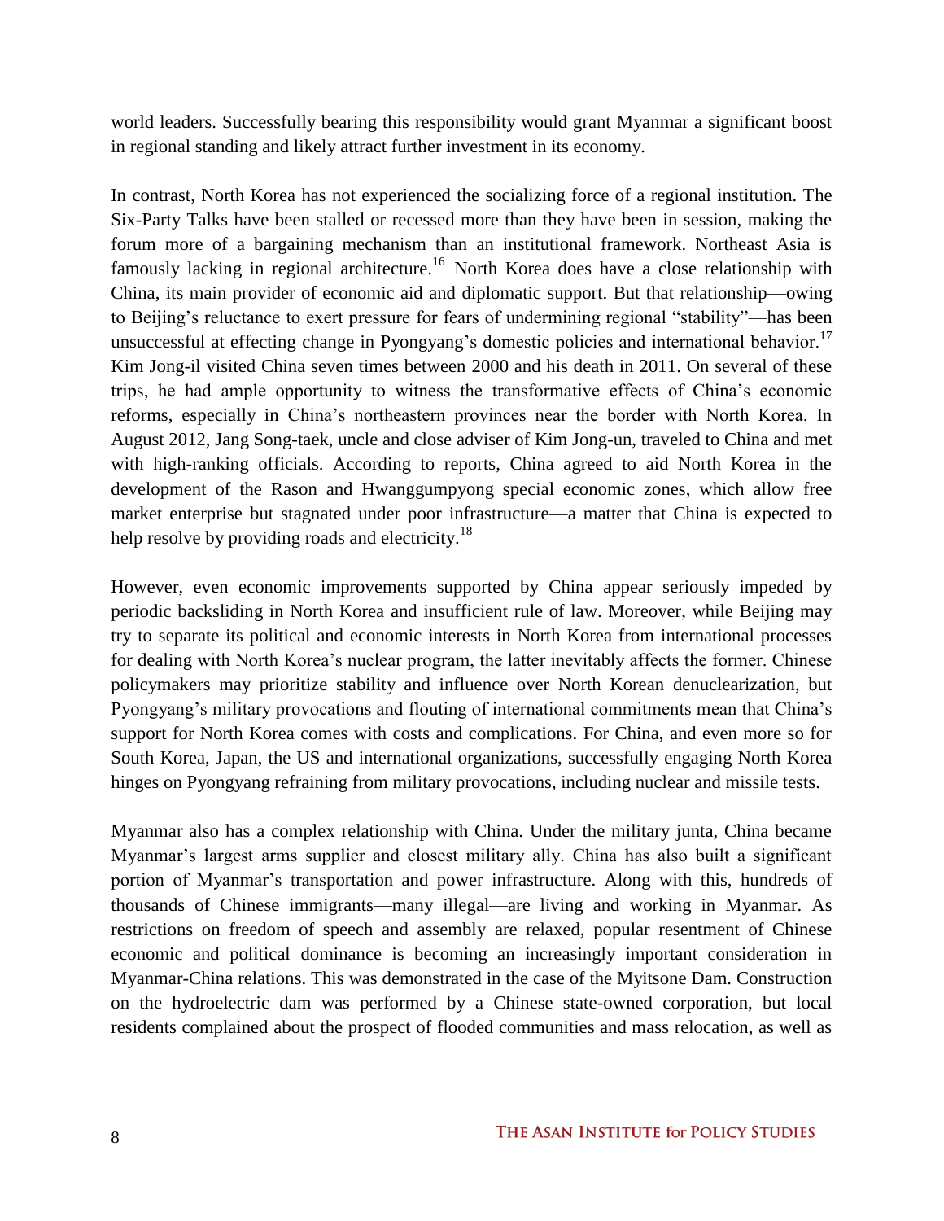world leaders. Successfully bearing this responsibility would grant Myanmar a significant boost in regional standing and likely attract further investment in its economy.

In contrast, North Korea has not experienced the socializing force of a regional institution. The Six-Party Talks have been stalled or recessed more than they have been in session, making the forum more of a bargaining mechanism than an institutional framework. Northeast Asia is famously lacking in regional architecture.[16] North Korea does have a close relationship with China, its main provider of economic aid and diplomatic support. But that relationship—owing to Beijing's reluctance to exert pressure for fears of undermining regional "stability"—has been unsuccessful at effecting change in Pyongyang's domestic policies and international behavior.[17] Kim Jong-il visited China seven times between 2000 and his death in 2011. On several of these trips, he had ample opportunity to witness the transformative effects of China's economic reforms, especially in China's northeastern provinces near the border with North Korea. In August 2012, Jang Song-taek, uncle and close adviser of Kim Jong-un, traveled to China and met with high-ranking officials. According to reports, China agreed to aid North Korea in the development of the Rason and Hwanggumpyong special economic zones, which allow free market enterprise but stagnated under poor infrastructure—a matter that China is expected to help resolve by providing roads and electricity.[18]

However, even economic improvements supported by China appear seriously impeded by periodic backsliding in North Korea and insufficient rule of law. Moreover, while Beijing may try to separate its political and economic interests in North Korea from international processes for dealing with North Korea's nuclear program, the latter inevitably affects the former. Chinese policymakers may prioritize stability and influence over North Korean denuclearization, but Pyongyang's military provocations and flouting of international commitments mean that China's support for North Korea comes with costs and complications. For China, and even more so for South Korea, Japan, the US and international organizations, successfully engaging North Korea hinges on Pyongyang refraining from military provocations, including nuclear and missile tests.

Myanmar also has a complex relationship with China. Under the military junta, China became Myanmar's largest arms supplier and closest military ally. China has also built a significant portion of Myanmar's transportation and power infrastructure. Along with this, hundreds of thousands of Chinese immigrants—many illegal—are living and working in Myanmar. As restrictions on freedom of speech and assembly are relaxed, popular resentment of Chinese economic and political dominance is becoming an increasingly important consideration in Myanmar-China relations. This was demonstrated in the case of the Myitsone Dam. Construction on the hydroelectric dam was performed by a Chinese state-owned corporation, but local residents complained about the prospect of flooded communities and mass relocation, as well as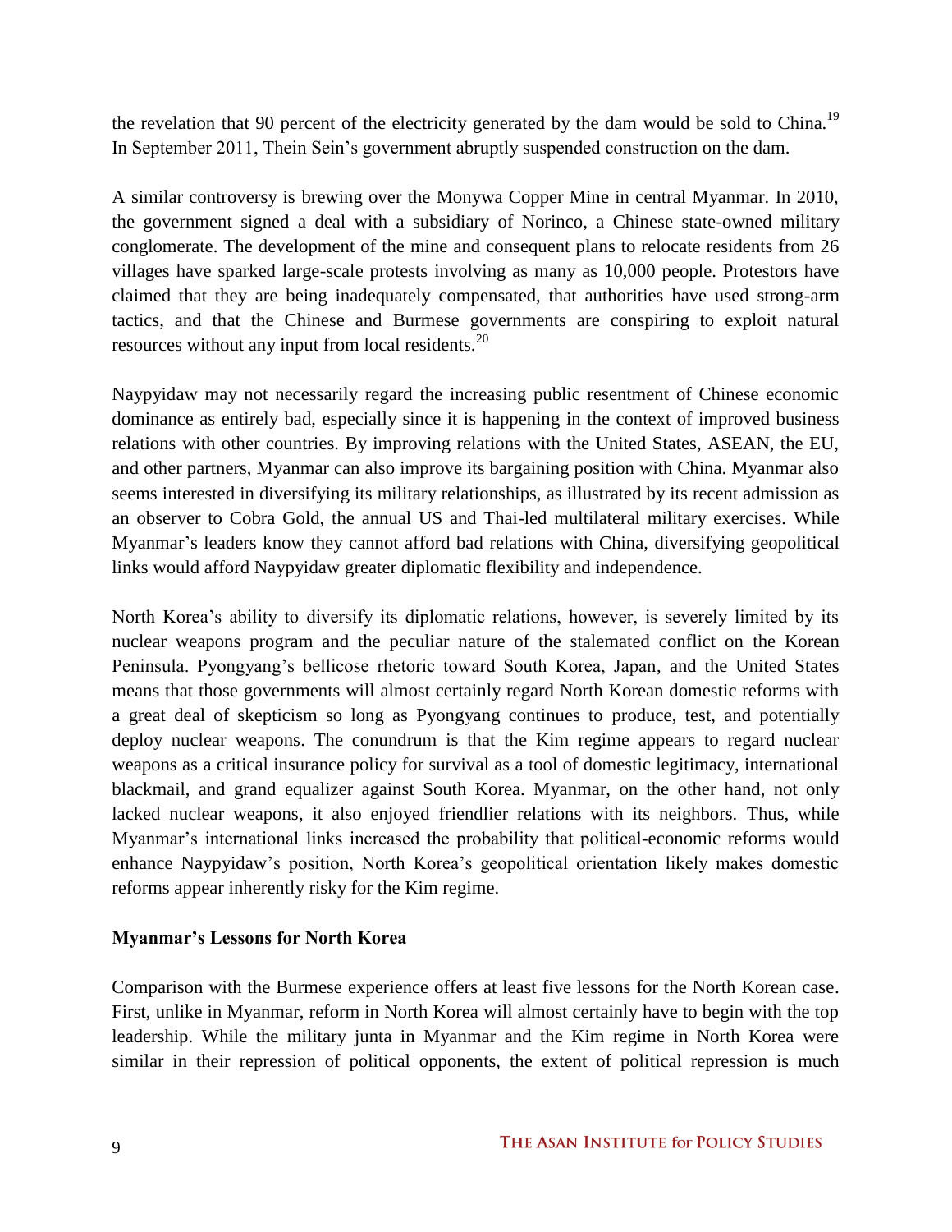the revelation that 90 percent of the electricity generated by the dam would be sold to China.[19] In September 2011, Thein Sein's government abruptly suspended construction on the dam.

A similar controversy is brewing over the Monywa Copper Mine in central Myanmar. In 2010, the government signed a deal with a subsidiary of Norinco, a Chinese state-owned military conglomerate. The development of the mine and consequent plans to relocate residents from 26 villages have sparked large-scale protests involving as many as 10,000 people. Protestors have claimed that they are being inadequately compensated, that authorities have used strong-arm tactics, and that the Chinese and Burmese governments are conspiring to exploit natural resources without any input from local residents.[20]

Naypyidaw may not necessarily regard the increasing public resentment of Chinese economic dominance as entirely bad, especially since it is happening in the context of improved business relations with other countries. By improving relations with the United States, ASEAN, the EU, and other partners, Myanmar can also improve its bargaining position with China. Myanmar also seems interested in diversifying its military relationships, as illustrated by its recent admission as an observer to Cobra Gold, the annual US and Thai-led multilateral military exercises. While Myanmar's leaders know they cannot afford bad relations with China, diversifying geopolitical links would afford Naypyidaw greater diplomatic flexibility and independence.

North Korea's ability to diversify its diplomatic relations, however, is severely limited by its nuclear weapons program and the peculiar nature of the stalemated conflict on the Korean Peninsula. Pyongyang's bellicose rhetoric toward South Korea, Japan, and the United States means that those governments will almost certainly regard North Korean domestic reforms with a great deal of skepticism so long as Pyongyang continues to produce, test, and potentially deploy nuclear weapons. The conundrum is that the Kim regime appears to regard nuclear weapons as a critical insurance policy for survival as a tool of domestic legitimacy, international blackmail, and grand equalizer against South Korea. Myanmar, on the other hand, not only lacked nuclear weapons, it also enjoyed friendlier relations with its neighbors. Thus, while Myanmar's international links increased the probability that political-economic reforms would enhance Naypyidaw's position, North Korea's geopolitical orientation likely makes domestic reforms appear inherently risky for the Kim regime.

**Myanmar's Lessons for North Korea**

Comparison with the Burmese experience offers at least five lessons for the North Korean case. First, unlike in Myanmar, reform in North Korea will almost certainly have to begin with the top leadership. While the military junta in Myanmar and the Kim regime in North Korea were similar in their repression of political opponents, the extent of political repression is much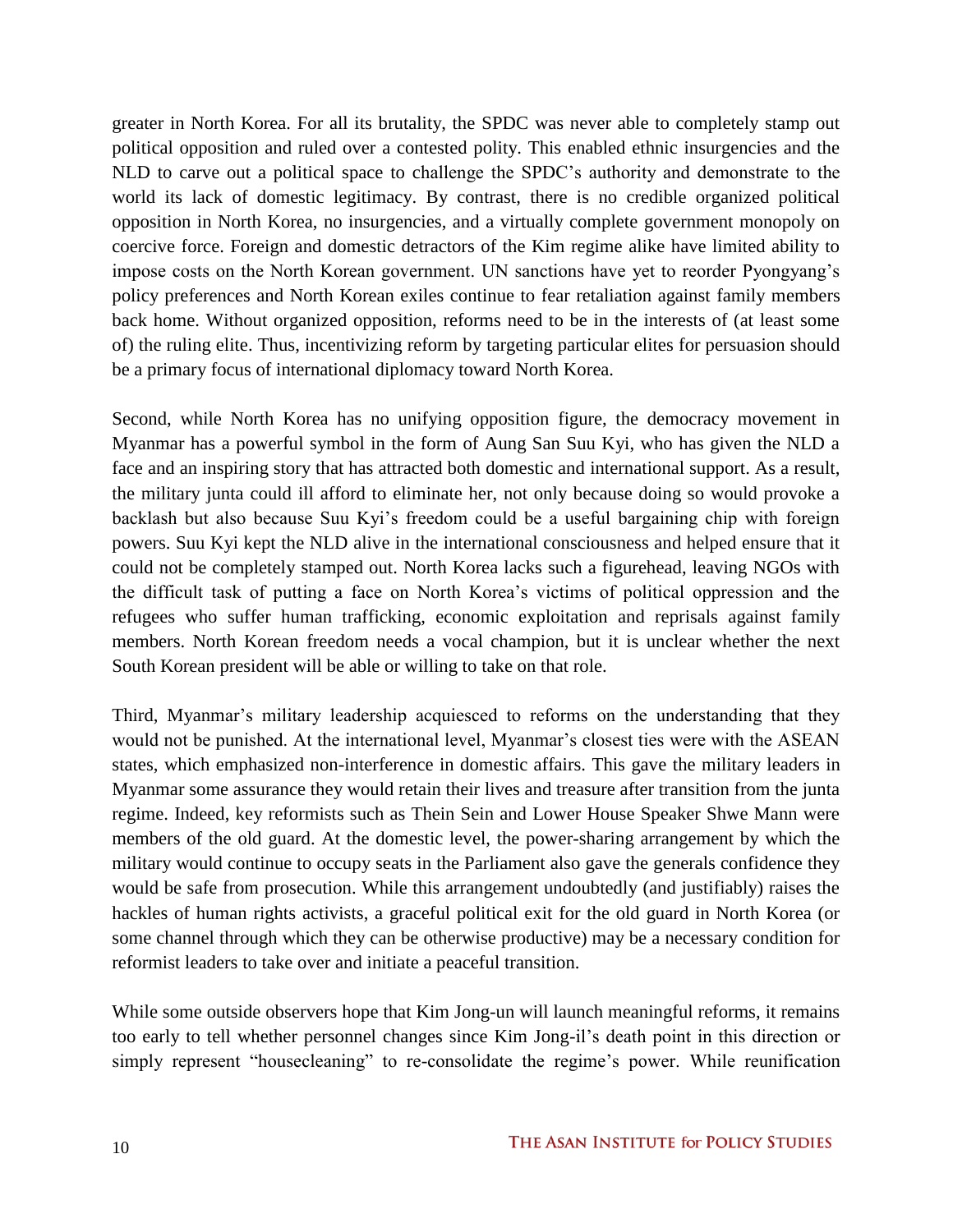greater in North Korea. For all its brutality, the SPDC was never able to completely stamp out political opposition and ruled over a contested polity. This enabled ethnic insurgencies and the NLD to carve out a political space to challenge the SPDC's authority and demonstrate to the world its lack of domestic legitimacy. By contrast, there is no credible organized political opposition in North Korea, no insurgencies, and a virtually complete government monopoly on coercive force. Foreign and domestic detractors of the Kim regime alike have limited ability to impose costs on the North Korean government. UN sanctions have yet to reorder Pyongyang's policy preferences and North Korean exiles continue to fear retaliation against family members back home. Without organized opposition, reforms need to be in the interests of (at least some of) the ruling elite. Thus, incentivizing reform by targeting particular elites for persuasion should be a primary focus of international diplomacy toward North Korea.

Second, while North Korea has no unifying opposition figure, the democracy movement in Myanmar has a powerful symbol in the form of Aung San Suu Kyi, who has given the NLD a face and an inspiring story that has attracted both domestic and international support. As a result, the military junta could ill afford to eliminate her, not only because doing so would provoke a backlash but also because Suu Kyi's freedom could be a useful bargaining chip with foreign powers. Suu Kyi kept the NLD alive in the international consciousness and helped ensure that it could not be completely stamped out. North Korea lacks such a figurehead, leaving NGOs with the difficult task of putting a face on North Korea's victims of political oppression and the refugees who suffer human trafficking, economic exploitation and reprisals against family members. North Korean freedom needs a vocal champion, but it is unclear whether the next South Korean president will be able or willing to take on that role.

Third, Myanmar's military leadership acquiesced to reforms on the understanding that they would not be punished. At the international level, Myanmar's closest ties were with the ASEAN states, which emphasized non-interference in domestic affairs. This gave the military leaders in Myanmar some assurance they would retain their lives and treasure after transition from the junta regime. Indeed, key reformists such as Thein Sein and Lower House Speaker Shwe Mann were members of the old guard. At the domestic level, the power-sharing arrangement by which the military would continue to occupy seats in the Parliament also gave the generals confidence they would be safe from prosecution. While this arrangement undoubtedly (and justifiably) raises the hackles of human rights activists, a graceful political exit for the old guard in North Korea (or some channel through which they can be otherwise productive) may be a necessary condition for reformist leaders to take over and initiate a peaceful transition.

While some outside observers hope that Kim Jong-un will launch meaningful reforms, it remains too early to tell whether personnel changes since Kim Jong-il's death point in this direction or simply represent "housecleaning" to re-consolidate the regime's power. While reunification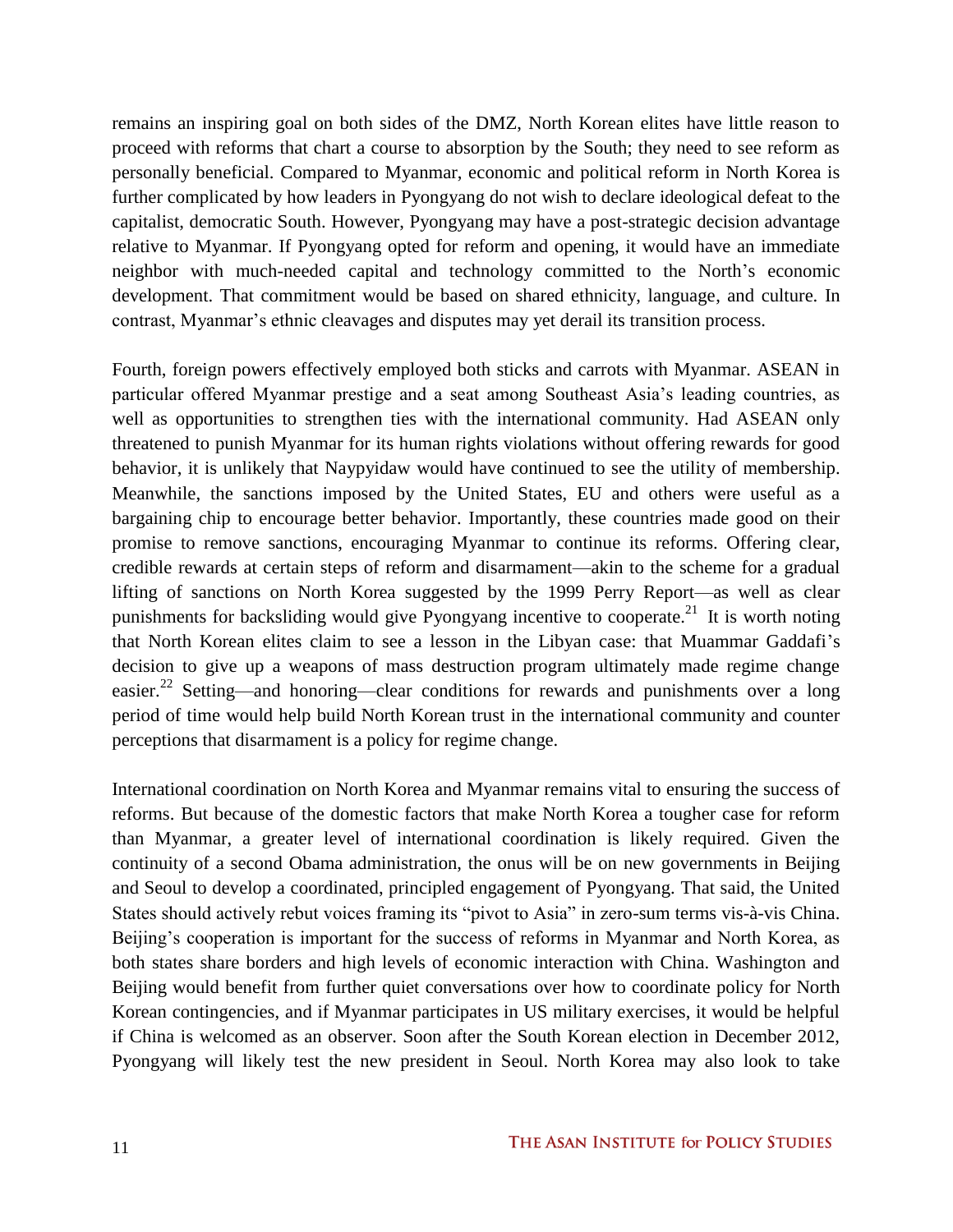remains an inspiring goal on both sides of the DMZ, North Korean elites have little reason to proceed with reforms that chart a course to absorption by the South; they need to see reform as personally beneficial. Compared to Myanmar, economic and political reform in North Korea is further complicated by how leaders in Pyongyang do not wish to declare ideological defeat to the capitalist, democratic South. However, Pyongyang may have a post-strategic decision advantage relative to Myanmar. If Pyongyang opted for reform and opening, it would have an immediate neighbor with much-needed capital and technology committed to the North's economic development. That commitment would be based on shared ethnicity, language, and culture. In contrast, Myanmar's ethnic cleavages and disputes may yet derail its transition process.

Fourth, foreign powers effectively employed both sticks and carrots with Myanmar. ASEAN in particular offered Myanmar prestige and a seat among Southeast Asia's leading countries, as well as opportunities to strengthen ties with the international community. Had ASEAN only threatened to punish Myanmar for its human rights violations without offering rewards for good behavior, it is unlikely that Naypyidaw would have continued to see the utility of membership. Meanwhile, the sanctions imposed by the United States, EU and others were useful as a bargaining chip to encourage better behavior. Importantly, these countries made good on their promise to remove sanctions, encouraging Myanmar to continue its reforms. Offering clear, credible rewards at certain steps of reform and disarmament—akin to the scheme for a gradual lifting of sanctions on North Korea suggested by the 1999 Perry Report—as well as clear punishments for backsliding would give Pyongyang incentive to cooperate.[21] It is worth noting that North Korean elites claim to see a lesson in the Libyan case: that Muammar Gaddafi's decision to give up a weapons of mass destruction program ultimately made regime change easier.[22] Setting—and honoring—clear conditions for rewards and punishments over a long period of time would help build North Korean trust in the international community and counter perceptions that disarmament is a policy for regime change.

International coordination on North Korea and Myanmar remains vital to ensuring the success of reforms. But because of the domestic factors that make North Korea a tougher case for reform than Myanmar, a greater level of international coordination is likely required. Given the continuity of a second Obama administration, the onus will be on new governments in Beijing and Seoul to develop a coordinated, principled engagement of Pyongyang. That said, the United States should actively rebut voices framing its "pivot to Asia" in zero-sum terms vis-à-vis China. Beijing's cooperation is important for the success of reforms in Myanmar and North Korea, as both states share borders and high levels of economic interaction with China. Washington and Beijing would benefit from further quiet conversations over how to coordinate policy for North Korean contingencies, and if Myanmar participates in US military exercises, it would be helpful if China is welcomed as an observer. Soon after the South Korean election in December 2012, Pyongyang will likely test the new president in Seoul. North Korea may also look to take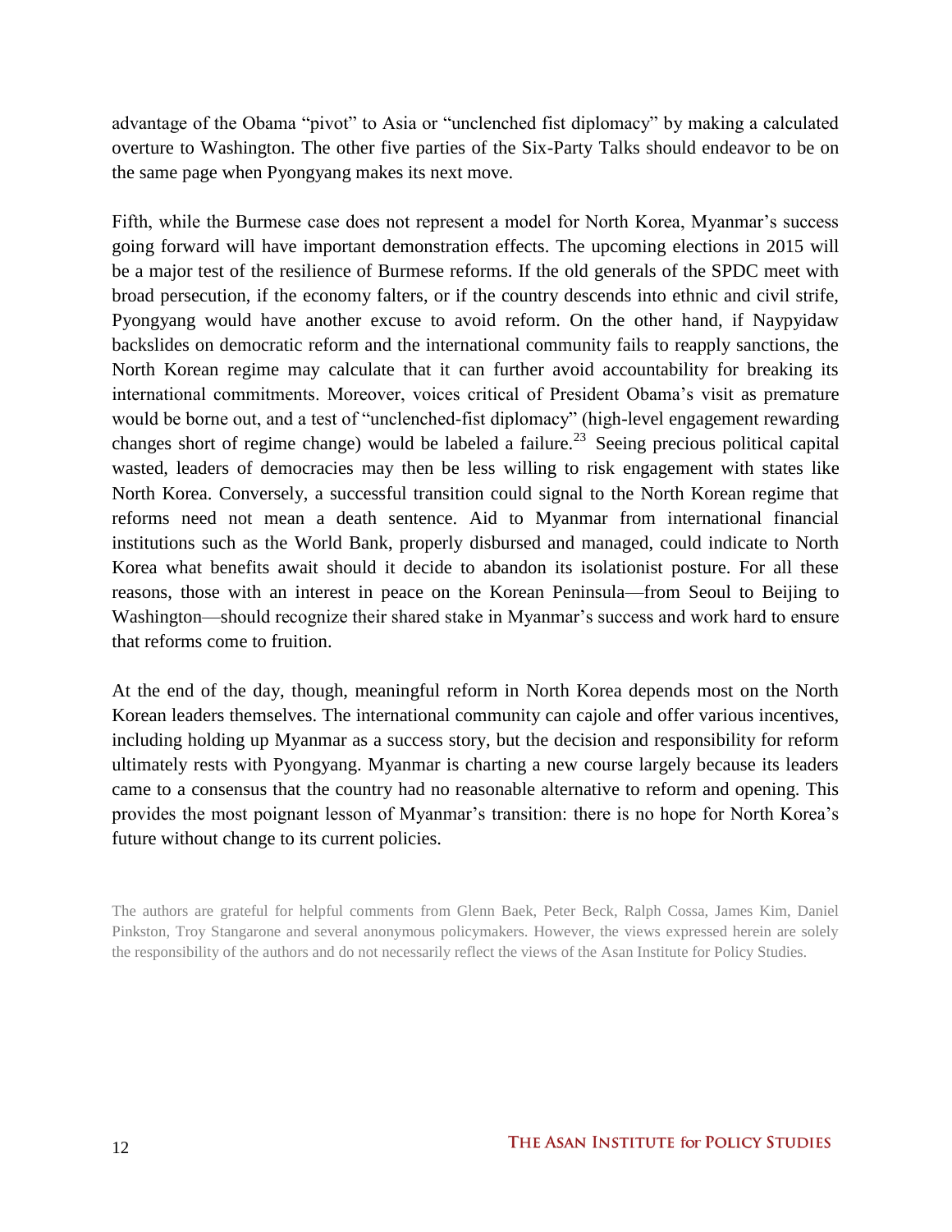advantage of the Obama "pivot" to Asia or "unclenched fist diplomacy" by making a calculated overture to Washington. The other five parties of the Six-Party Talks should endeavor to be on the same page when Pyongyang makes its next move.

Fifth, while the Burmese case does not represent a model for North Korea, Myanmar's success going forward will have important demonstration effects. The upcoming elections in 2015 will be a major test of the resilience of Burmese reforms. If the old generals of the SPDC meet with broad persecution, if the economy falters, or if the country descends into ethnic and civil strife, Pyongyang would have another excuse to avoid reform. On the other hand, if Naypyidaw backslides on democratic reform and the international community fails to reapply sanctions, the North Korean regime may calculate that it can further avoid accountability for breaking its international commitments. Moreover, voices critical of President Obama's visit as premature would be borne out, and a test of "unclenched-fist diplomacy" (high-level engagement rewarding changes short of regime change) would be labeled a failure.[23] Seeing precious political capital wasted, leaders of democracies may then be less willing to risk engagement with states like North Korea. Conversely, a successful transition could signal to the North Korean regime that reforms need not mean a death sentence. Aid to Myanmar from international financial institutions such as the World Bank, properly disbursed and managed, could indicate to North Korea what benefits await should it decide to abandon its isolationist posture. For all these reasons, those with an interest in peace on the Korean Peninsula—from Seoul to Beijing to Washington—should recognize their shared stake in Myanmar's success and work hard to ensure that reforms come to fruition.

At the end of the day, though, meaningful reform in North Korea depends most on the North Korean leaders themselves. The international community can cajole and offer various incentives, including holding up Myanmar as a success story, but the decision and responsibility for reform ultimately rests with Pyongyang. Myanmar is charting a new course largely because its leaders came to a consensus that the country had no reasonable alternative to reform and opening. This provides the most poignant lesson of Myanmar's transition: there is no hope for North Korea's future without change to its current policies.

The authors are grateful for helpful comments from Glenn Baek, Peter Beck, Ralph Cossa, James Kim, Daniel Pinkston, Troy Stangarone and several anonymous policymakers. However, the views expressed herein are solely the responsibility of the authors and do not necessarily reflect the views of the Asan Institute for Policy Studies.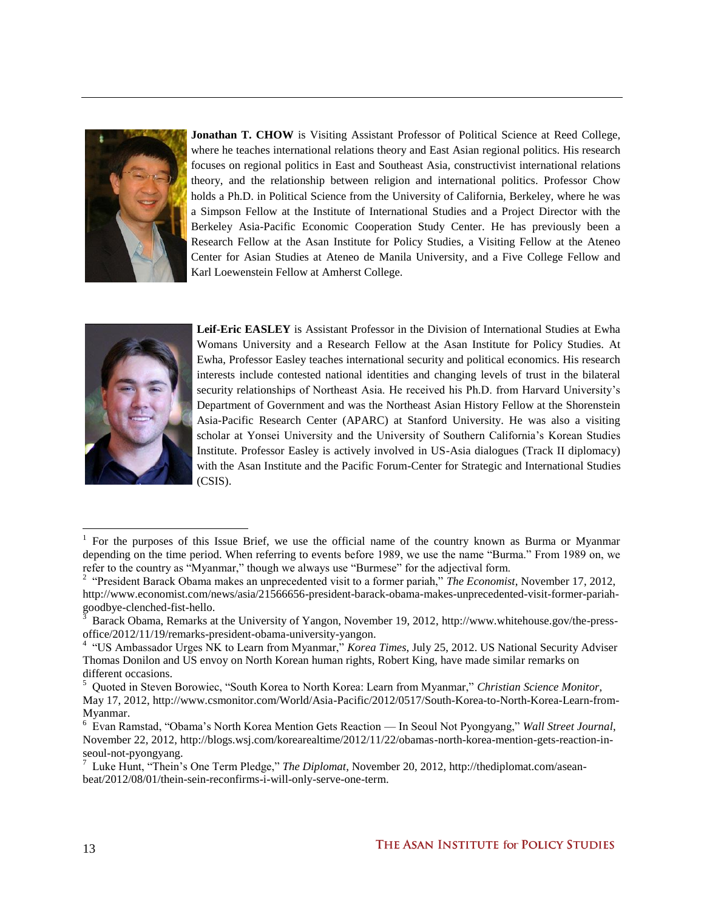**Jonathan T. CHOW** is Visiting Assistant Professor of Political Science at Reed College, where he teaches international relations theory and East Asian regional politics. His research focuses on regional politics in East and Southeast Asia, constructivist international relations theory, and the relationship between religion and international politics. Professor Chow holds a Ph.D. in Political Science from the University of California, Berkeley, where he was a Simpson Fellow at the Institute of International Studies and a Project Director with the Berkeley Asia-Pacific Economic Cooperation Study Center. He has previously been a Research Fellow at the Asan Institute for Policy Studies, a Visiting Fellow at the Ateneo Center for Asian Studies at Ateneo de Manila University, and a Five College Fellow and Karl Loewenstein Fellow at Amherst College.

**Leif-Eric EASLEY** is Assistant Professor in the Division of International Studies at Ewha Womans University and a Research Fellow at the Asan Institute for Policy Studies. At Ewha, Professor Easley teaches international security and political economics. His research interests include contested national identities and changing levels of trust in the bilateral security relationships of Northeast Asia. He received his Ph.D. from Harvard University's Department of Government and was the Northeast Asian History Fellow at the Shorenstein Asia-Pacific Research Center (APARC) at Stanford University. He was also a visiting scholar at Yonsei University and the University of Southern California's Korean Studies Institute. Professor Easley is actively involved in US-Asia dialogues (Track II diplomacy) with the Asan Institute and the Pacific Forum-Center for Strategic and International Studies (CSIS).

---

[1] For the purposes of this Issue Brief, we use the official name of the country known as Burma or Myanmar depending on the time period. When referring to events before 1989, we use the name "Burma." From 1989 on, we refer to the country as "Myanmar," though we always use "Burmese" for the adjectival form.

[2] "President Barack Obama makes an unprecedented visit to a former pariah," *The Economist*, November 17, 2012, http://www.economist.com/news/asia/21566656-president-barack-obama-makes-unprecedented-visit-former-pariah-goodbye-clenched-fist-hello.

[3] Barack Obama, Remarks at the University of Yangon, November 19, 2012, http://www.whitehouse.gov/the-press-office/2012/11/19/remarks-president-obama-university-yangon.

[4] "US Ambassador Urges NK to Learn from Myanmar," *Korea Times*, July 25, 2012. US National Security Adviser Thomas Donilon and US envoy on North Korean human rights, Robert King, have made similar remarks on different occasions.

[5] Quoted in Steven Borowiec, "South Korea to North Korea: Learn from Myanmar," *Christian Science Monitor*, May 17, 2012, http://www.csmonitor.com/World/Asia-Pacific/2012/0517/South-Korea-to-North-Korea-Learn-from-Myanmar.

[6] Evan Ramstad, "Obama's North Korea Mention Gets Reaction — In Seoul Not Pyongyang," *Wall Street Journal*, November 22, 2012, http://blogs.wsj.com/korearealtime/2012/11/22/obamas-north-korea-mention-gets-reaction-in-seoul-not-pyongyang.

[7] Luke Hunt, "Thein's One Term Pledge," *The Diplomat*, November 20, 2012, http://thediplomat.com/asean-beat/2012/08/01/thein-sein-reconfirms-i-will-only-serve-one-term.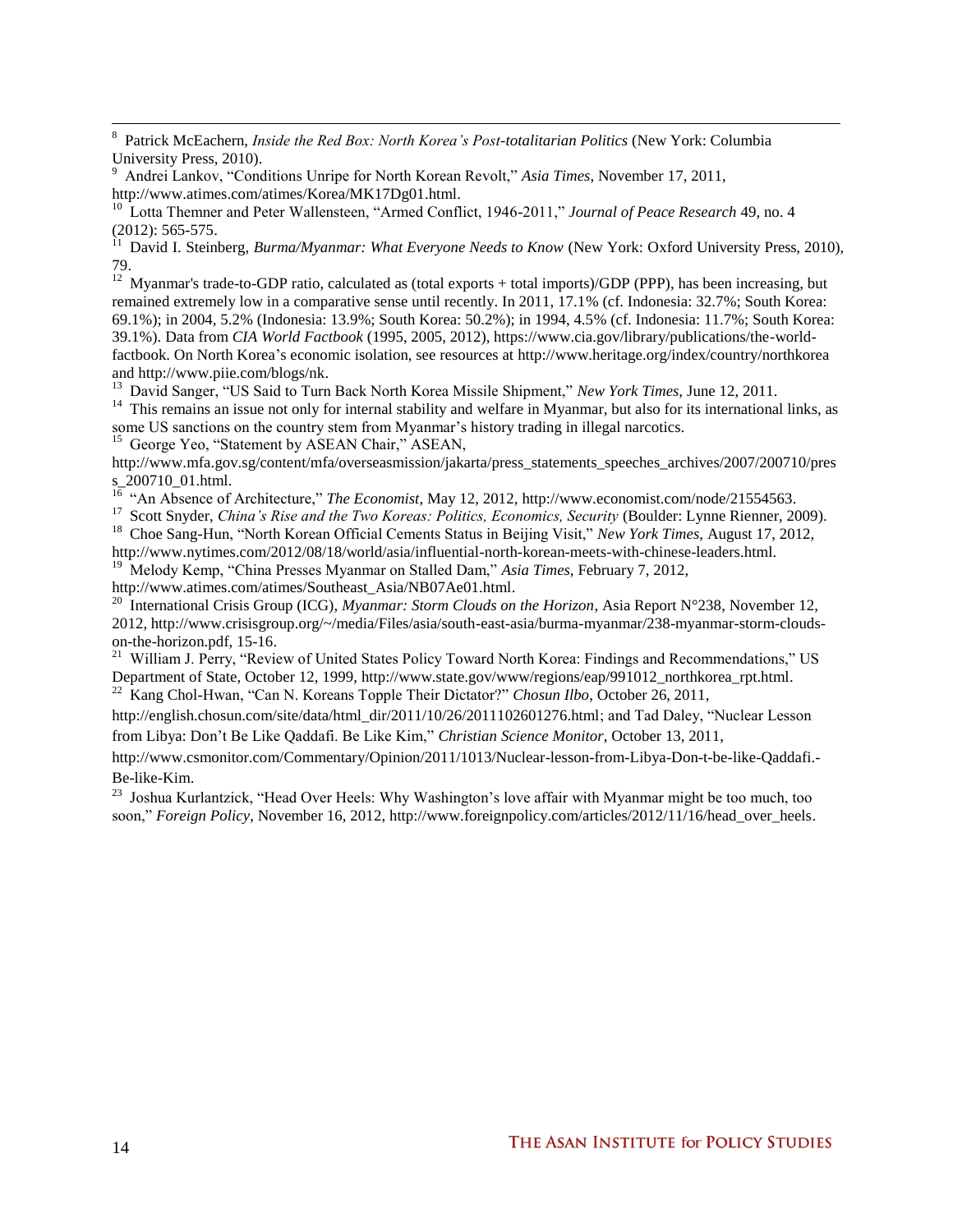[8] Patrick McEachern, *Inside the Red Box: North Korea's Post-totalitarian Politics* (New York: Columbia University Press, 2010).

[9] Andrei Lankov, "Conditions Unripe for North Korean Revolt," *Asia Times*, November 17, 2011, http://www.atimes.com/atimes/Korea/MK17Dg01.html.

[10] Lotta Themner and Peter Wallensteen, "Armed Conflict, 1946-2011," *Journal of Peace Research* 49, no. 4 (2012): 565-575.

[11] David I. Steinberg, *Burma/Myanmar: What Everyone Needs to Know* (New York: Oxford University Press, 2010), 79.

[12] Myanmar's trade-to-GDP ratio, calculated as (total exports + total imports)/GDP (PPP), has been increasing, but remained extremely low in a comparative sense until recently. In 2011, 17.1% (cf. Indonesia: 32.7%; South Korea: 69.1%); in 2004, 5.2% (Indonesia: 13.9%; South Korea: 50.2%); in 1994, 4.5% (cf. Indonesia: 11.7%; South Korea: 39.1%). Data from *CIA World Factbook* (1995, 2005, 2012), https://www.cia.gov/library/publications/the-world-factbook. On North Korea's economic isolation, see resources at http://www.heritage.org/index/country/northkorea and http://www.piie.com/blogs/nk.

[13] David Sanger, "US Said to Turn Back North Korea Missile Shipment," *New York Times*, June 12, 2011.

[14] This remains an issue not only for internal stability and welfare in Myanmar, but also for its international links, as some US sanctions on the country stem from Myanmar's history trading in illegal narcotics.

[15] George Yeo, "Statement by ASEAN Chair," ASEAN, http://www.mfa.gov.sg/content/mfa/overseasmission/jakarta/press_statements_speeches_archives/2007/200710/press_200710_01.html.

[16] "An Absence of Architecture," *The Economist*, May 12, 2012, http://www.economist.com/node/21554563.

[17] Scott Snyder, *China's Rise and the Two Koreas: Politics, Economics, Security* (Boulder: Lynne Rienner, 2009).

[18] Choe Sang-Hun, "North Korean Official Cements Status in Beijing Visit," *New York Times*, August 17, 2012, http://www.nytimes.com/2012/08/18/world/asia/influential-north-korean-meets-with-chinese-leaders.html.

[19] Melody Kemp, "China Presses Myanmar on Stalled Dam," *Asia Times*, February 7, 2012, http://www.atimes.com/atimes/Southeast_Asia/NB07Ae01.html.

[20] International Crisis Group (ICG), *Myanmar: Storm Clouds on the Horizon*, Asia Report N°238, November 12, 2012, http://www.crisisgroup.org/~/media/Files/asia/south-east-asia/burma-myanmar/238-myanmar-storm-clouds-on-the-horizon.pdf, 15-16.

[21] William J. Perry, "Review of United States Policy Toward North Korea: Findings and Recommendations," US Department of State, October 12, 1999, http://www.state.gov/www/regions/eap/991012_northkorea_rpt.html.

[22] Kang Chol-Hwan, "Can N. Koreans Topple Their Dictator?" *Chosun Ilbo*, October 26, 2011, http://english.chosun.com/site/data/html_dir/2011/10/26/2011102601276.html; and Tad Daley, "Nuclear Lesson from Libya: Don't Be Like Qaddafi. Be Like Kim," *Christian Science Monitor*, October 13, 2011, http://www.csmonitor.com/Commentary/Opinion/2011/1013/Nuclear-lesson-from-Libya-Don-t-be-like-Qaddafi.-Be-like-Kim.

[23] Joshua Kurlantzick, "Head Over Heels: Why Washington's love affair with Myanmar might be too much, too soon," *Foreign Policy*, November 16, 2012, http://www.foreignpolicy.com/articles/2012/11/16/head_over_heels.